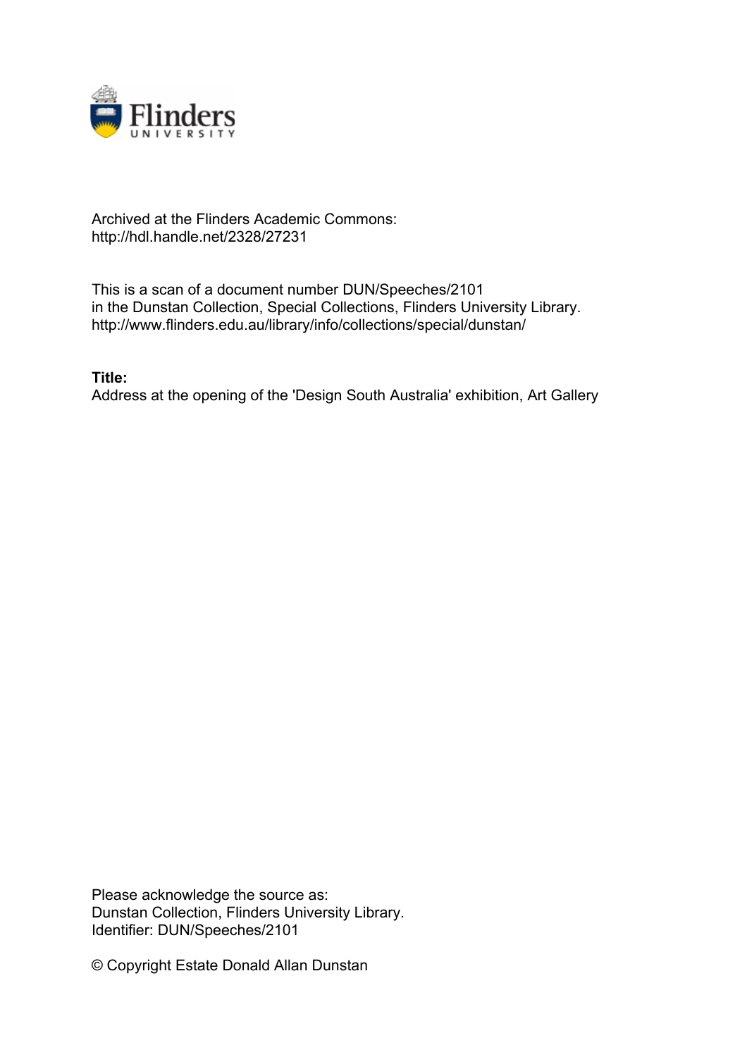Archived at the Flinders Academic Commons:
http://hdl.handle.net/2328/27231

This is a scan of a document number DUN/Speeches/2101
in the Dunstan Collection, Special Collections, Flinders University Library.
http://www.flinders.edu.au/library/info/collections/special/dunstan/

**Title:**
Address at the opening of the 'Design South Australia' exhibition, Art Gallery

Please acknowledge the source as:
Dunstan Collection, Flinders University Library.
Identifier: DUN/Speeches/2101

© Copyright Estate Donald Allan Dunstan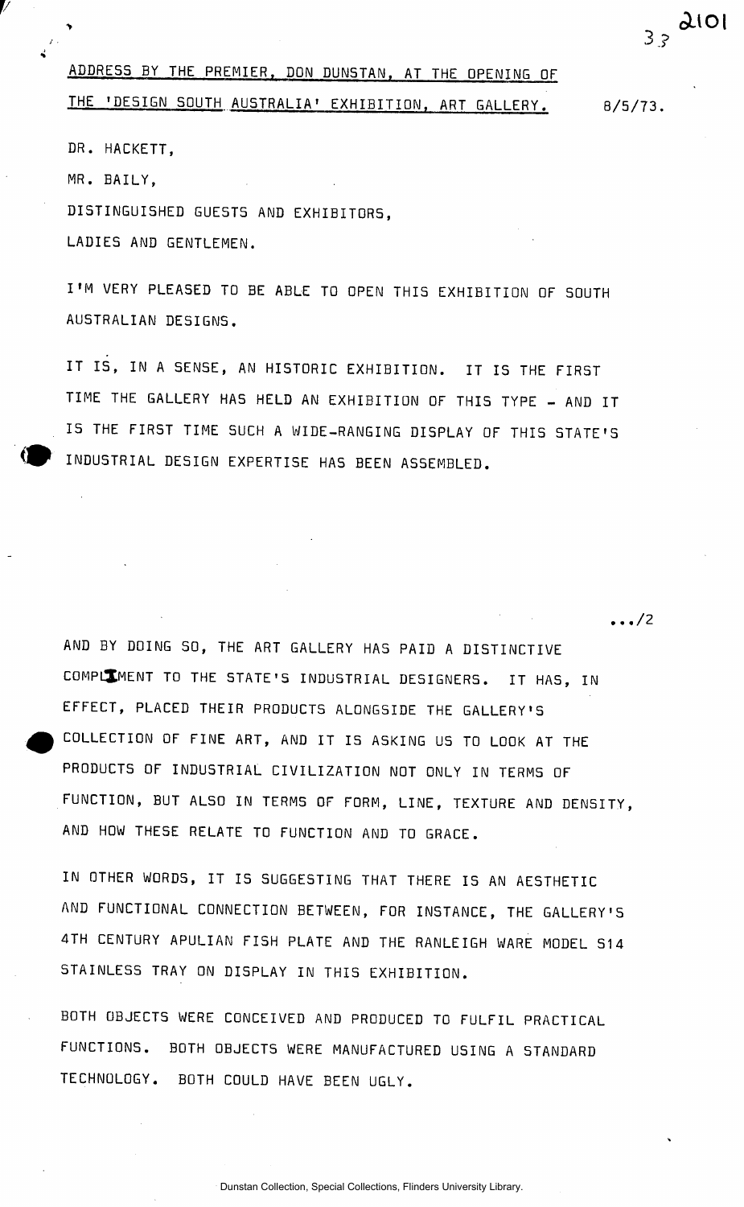ADDRESS BY THE PREMIER, DON DUNSTAN, AT THE OPENING OF THE 'DESIGN SOUTH AUSTRALIA' EXHIBITION, ART GALLERY. 8/5/73.

DR. HACKETT,

MR. BAILY,

DISTINGUISHED GUESTS AND EXHIBITORS,

LADIES AND GENTLEMEN.

I'M VERY PLEASED TO BE ABLE TO OPEN THIS EXHIBITION OF SOUTH AUSTRALIAN DESIGNS.

IT IS, IN A SENSE, AN HISTORIC EXHIBITION. IT IS THE FIRST TIME THE GALLERY HAS HELD AN EXHIBITION OF THIS TYPE - AND IT IS THE FIRST TIME SUCH A WIDE-RANGING DISPLAY OF THIS STATE'S INDUSTRIAL DESIGN EXPERTISE HAS BEEN ASSEMBLED.

.../2

AND BY DOING SO, THE ART GALLERY HAS PAID A DISTINCTIVE COMPLIMENT TO THE STATE'S INDUSTRIAL DESIGNERS. IT HAS, IN EFFECT, PLACED THEIR PRODUCTS ALONGSIDE THE GALLERY'S COLLECTION OF FINE ART, AND IT IS ASKING US TO LOOK AT THE PRODUCTS OF INDUSTRIAL CIVILIZATION NOT ONLY IN TERMS OF FUNCTION, BUT ALSO IN TERMS OF FORM, LINE, TEXTURE AND DENSITY, AND HOW THESE RELATE TO FUNCTION AND TO GRACE.

IN OTHER WORDS, IT IS SUGGESTING THAT THERE IS AN AESTHETIC AND FUNCTIONAL CONNECTION BETWEEN, FOR INSTANCE, THE GALLERY'S 4TH CENTURY APULIAN FISH PLATE AND THE RANLEIGH WARE MODEL S14 STAINLESS TRAY ON DISPLAY IN THIS EXHIBITION.

BOTH OBJECTS WERE CONCEIVED AND PRODUCED TO FULFIL PRACTICAL FUNCTIONS. BOTH OBJECTS WERE MANUFACTURED USING A STANDARD TECHNOLOGY. BOTH COULD HAVE BEEN UGLY.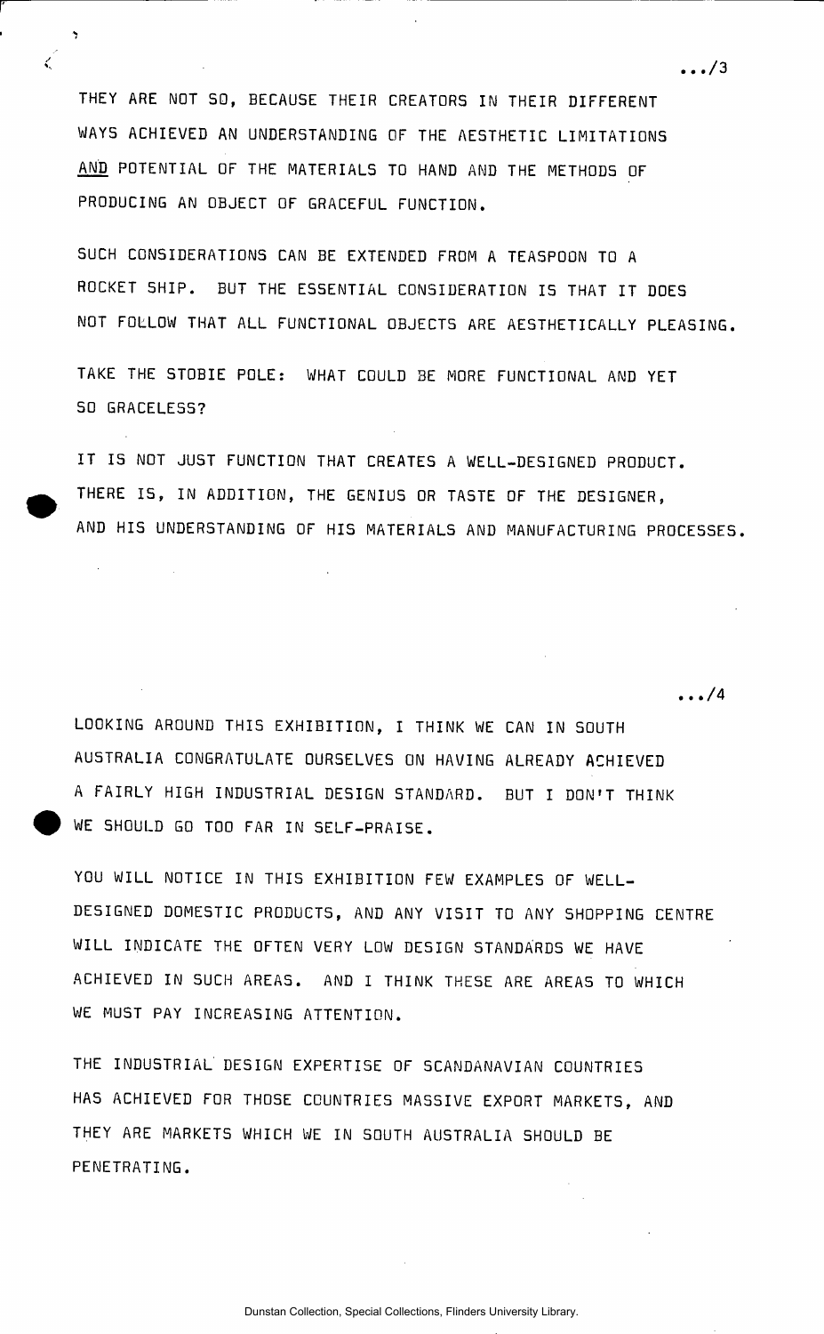THEY ARE NOT SO, BECAUSE THEIR CREATORS IN THEIR DIFFERENT WAYS ACHIEVED AN UNDERSTANDING OF THE AESTHETIC LIMITATIONS <u>AND</u> POTENTIAL OF THE MATERIALS TO HAND AND THE METHODS OF PRODUCING AN OBJECT OF GRACEFUL FUNCTION.

SUCH CONSIDERATIONS CAN BE EXTENDED FROM A TEASPOON TO A ROCKET SHIP. BUT THE ESSENTIAL CONSIDERATION IS THAT IT DOES NOT FOLLOW THAT ALL FUNCTIONAL OBJECTS ARE AESTHETICALLY PLEASING.

TAKE THE STOBIE POLE: WHAT COULD BE MORE FUNCTIONAL AND YET SO GRACELESS?

IT IS NOT JUST FUNCTION THAT CREATES A WELL-DESIGNED PRODUCT. THERE IS, IN ADDITION, THE GENIUS OR TASTE OF THE DESIGNER, AND HIS UNDERSTANDING OF HIS MATERIALS AND MANUFACTURING PROCESSES.

LOOKING AROUND THIS EXHIBITION, I THINK WE CAN IN SOUTH AUSTRALIA CONGRATULATE OURSELVES ON HAVING ALREADY ACHIEVED A FAIRLY HIGH INDUSTRIAL DESIGN STANDARD. BUT I DON'T THINK WE SHOULD GO TOO FAR IN SELF-PRAISE.

YOU WILL NOTICE IN THIS EXHIBITION FEW EXAMPLES OF WELL-DESIGNED DOMESTIC PRODUCTS, AND ANY VISIT TO ANY SHOPPING CENTRE WILL INDICATE THE OFTEN VERY LOW DESIGN STANDARDS WE HAVE ACHIEVED IN SUCH AREAS. AND I THINK THESE ARE AREAS TO WHICH WE MUST PAY INCREASING ATTENTION.

THE INDUSTRIAL DESIGN EXPERTISE OF SCANDANAVIAN COUNTRIES HAS ACHIEVED FOR THOSE COUNTRIES MASSIVE EXPORT MARKETS, AND THEY ARE MARKETS WHICH WE IN SOUTH AUSTRALIA SHOULD BE PENETRATING.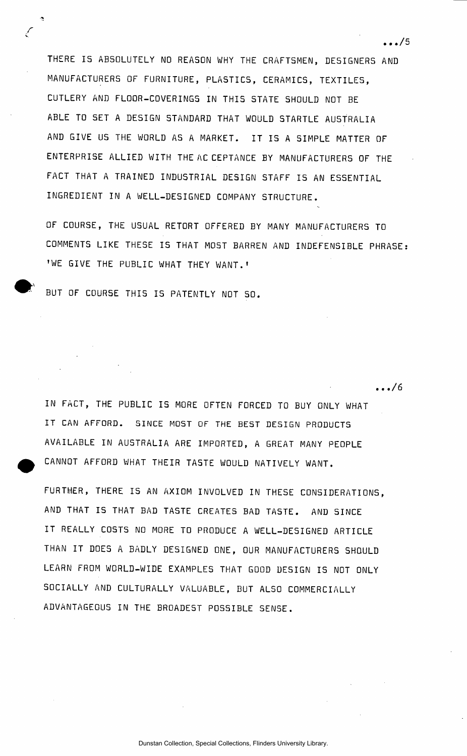THERE IS ABSOLUTELY NO REASON WHY THE CRAFTSMEN, DESIGNERS AND MANUFACTURERS OF FURNITURE, PLASTICS, CERAMICS, TEXTILES, CUTLERY AND FLOOR-COVERINGS IN THIS STATE SHOULD NOT BE ABLE TO SET A DESIGN STANDARD THAT WOULD STARTLE AUSTRALIA AND GIVE US THE WORLD AS A MARKET. IT IS A SIMPLE MATTER OF ENTERPRISE ALLIED WITH THE ACCEPTANCE BY MANUFACTURERS OF THE FACT THAT A TRAINED INDUSTRIAL DESIGN STAFF IS AN ESSENTIAL INGREDIENT IN A WELL-DESIGNED COMPANY STRUCTURE.

OF COURSE, THE USUAL RETORT OFFERED BY MANY MANUFACTURERS TO COMMENTS LIKE THESE IS THAT MOST BARREN AND INDEFENSIBLE PHRASE: 'WE GIVE THE PUBLIC WHAT THEY WANT.'

BUT OF COURSE THIS IS PATENTLY NOT SO.

IN FACT, THE PUBLIC IS MORE OFTEN FORCED TO BUY ONLY WHAT IT CAN AFFORD. SINCE MOST OF THE BEST DESIGN PRODUCTS AVAILABLE IN AUSTRALIA ARE IMPORTED, A GREAT MANY PEOPLE CANNOT AFFORD WHAT THEIR TASTE WOULD NATIVELY WANT.

FURTHER, THERE IS AN AXIOM INVOLVED IN THESE CONSIDERATIONS, AND THAT IS THAT BAD TASTE CREATES BAD TASTE. AND SINCE IT REALLY COSTS NO MORE TO PRODUCE A WELL-DESIGNED ARTICLE THAN IT DOES A BADLY DESIGNED ONE, OUR MANUFACTURERS SHOULD LEARN FROM WORLD-WIDE EXAMPLES THAT GOOD DESIGN IS NOT ONLY SOCIALLY AND CULTURALLY VALUABLE, BUT ALSO COMMERCIALLY ADVANTAGEOUS IN THE BROADEST POSSIBLE SENSE.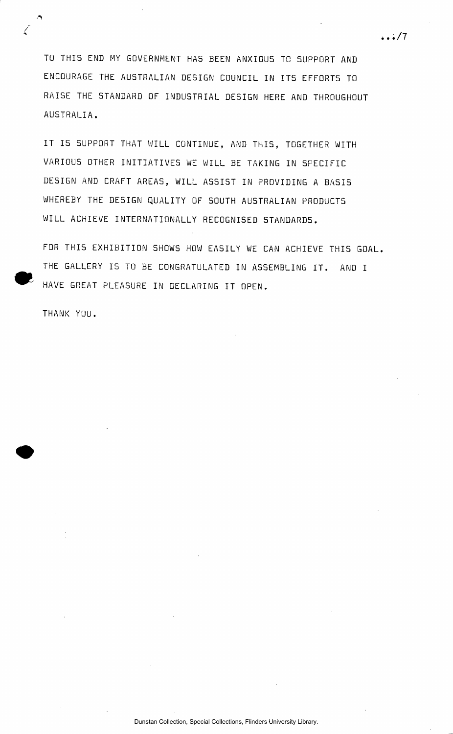TO THIS END MY GOVERNMENT HAS BEEN ANXIOUS TO SUPPORT AND ENCOURAGE THE AUSTRALIAN DESIGN COUNCIL IN ITS EFFORTS TO RAISE THE STANDARD OF INDUSTRIAL DESIGN HERE AND THROUGHOUT AUSTRALIA.

IT IS SUPPORT THAT WILL CONTINUE, AND THIS, TOGETHER WITH VARIOUS OTHER INITIATIVES WE WILL BE TAKING IN SPECIFIC DESIGN AND CRAFT AREAS, WILL ASSIST IN PROVIDING A BASIS WHEREBY THE DESIGN QUALITY OF SOUTH AUSTRALIAN PRODUCTS WILL ACHIEVE INTERNATIONALLY RECOGNISED STANDARDS.

FOR THIS EXHIBITION SHOWS HOW EASILY WE CAN ACHIEVE THIS GOAL. THE GALLERY IS TO BE CONGRATULATED IN ASSEMBLING IT. AND I HAVE GREAT PLEASURE IN DECLARING IT OPEN.

THANK YOU.